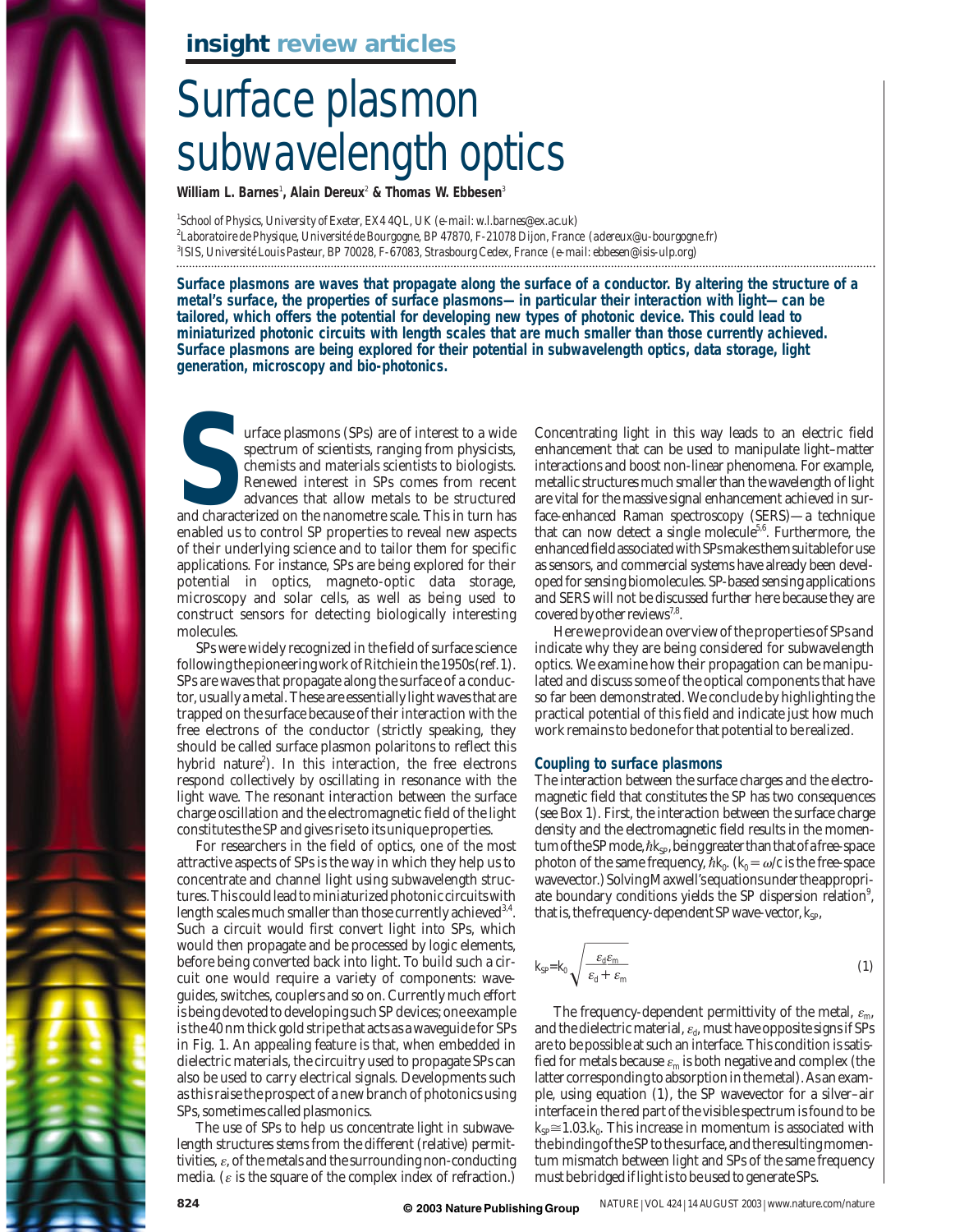# Surface plasmon subwavelength optics

**William L. Barnes**[1], **Alain Dereux**[2] **& Thomas W. Ebbesen**[3]

[1]*School of Physics, University of Exeter, EX4 4QL, UK (e-mail: w.l.barnes@ex.ac.uk)*
[2]*Laboratoire de Physique, Université de Bourgogne, BP 47870, F-21078 Dijon, France (adereux@u-bourgogne.fr)*
[3]*ISIS, Université Louis Pasteur, BP 70028, F-67083, Strasbourg Cedex, France (e-mail: ebbesen@isis-ulp.org)*

**Surface plasmons are waves that propagate along the surface of a conductor. By altering the structure of a metal's surface, the properties of surface plasmons—in particular their interaction with light—can be tailored, which offers the potential for developing new types of photonic device. This could lead to miniaturized photonic circuits with length scales that are much smaller than those currently achieved. Surface plasmons are being explored for their potential in subwavelength optics, data storage, light generation, microscopy and bio-photonics.**

Surface plasmons (SPs) are of interest to a wide spectrum of scientists, ranging from physicists, chemists and materials scientists to biologists. Renewed interest in SPs comes from recent advances that allow metals to be structured and characterized on the nanometre scale. This in turn has enabled us to control SP properties to reveal new aspects of their underlying science and to tailor them for specific applications. For instance, SPs are being explored for their potential in optics, magneto-optic data storage, microscopy and solar cells, as well as being used to construct sensors for detecting biologically interesting molecules.

SPs were widely recognized in the field of surface science following the pioneering work of Ritchie in the 1950s (ref. 1). SPs are waves that propagate along the surface of a conductor, usually a metal. These are essentially light waves that are trapped on the surface because of their interaction with the free electrons of the conductor (strictly speaking, they should be called surface plasmon polaritons to reflect this hybrid nature[2]). In this interaction, the free electrons respond collectively by oscillating in resonance with the light wave. The resonant interaction between the surface charge oscillation and the electromagnetic field of the light constitutes the SP and gives rise to its unique properties.

For researchers in the field of optics, one of the most attractive aspects of SPs is the way in which they help us to concentrate and channel light using subwavelength structures. This could lead to miniaturized photonic circuits with length scales much smaller than those currently achieved[3,4]. Such a circuit would first convert light into SPs, which would then propagate and be processed by logic elements, before being converted back into light. To build such a circuit one would require a variety of components: waveguides, switches, couplers and so on. Currently much effort is being devoted to developing such SP devices; one example is the 40 nm thick gold stripe that acts as a waveguide for SPs in Fig. 1. An appealing feature is that, when embedded in dielectric materials, the circuitry used to propagate SPs can also be used to carry electrical signals. Developments such as this raise the prospect of a new branch of photonics using SPs, sometimes called plasmonics.

The use of SPs to help us concentrate light in subwavelength structures stems from the different (relative) permittivities, $\varepsilon$, of the metals and the surrounding non-conducting media. ($\varepsilon$ is the square of the complex index of refraction.) Concentrating light in this way leads to an electric field enhancement that can be used to manipulate light–matter interactions and boost non-linear phenomena. For example, metallic structures much smaller than the wavelength of light are vital for the massive signal enhancement achieved in surface-enhanced Raman spectroscopy (SERS)—a technique that can now detect a single molecule[5,6]. Furthermore, the enhanced field associated with SPs makes them suitable for use as sensors, and commercial systems have already been developed for sensing biomolecules. SP-based sensing applications and SERS will not be discussed further here because they are covered by other reviews[7,8].

Here we provide an overview of the properties of SPs and indicate why they are being considered for subwavelength optics. We examine how their propagation can be manipulated and discuss some of the optical components that have so far been demonstrated. We conclude by highlighting the practical potential of this field and indicate just how much work remains to be done for that potential to be realized.

## Coupling to surface plasmons

The interaction between the surface charges and the electromagnetic field that constitutes the SP has two consequences (see Box 1). First, the interaction between the surface charge density and the electromagnetic field results in the momentum of the SP mode, $\hbar k_{SP}$, being greater than that of a free-space photon of the same frequency, $\hbar k_0$. ($k_0 = \omega/c$ is the free-space wavevector.) Solving Maxwell's equations under the appropriate boundary conditions yields the SP dispersion relation[9], that is, the frequency-dependent SP wave-vector, $k_{SP}$,

$$k_{SP} = k_0 \sqrt{\frac{\varepsilon_d \varepsilon_m}{\varepsilon_d + \varepsilon_m}} \quad (1)$$

The frequency-dependent permittivity of the metal, $\varepsilon_m$, and the dielectric material, $\varepsilon_d$, must have opposite signs if SPs are to be possible at such an interface. This condition is satisfied for metals because $\varepsilon_m$ is both negative and complex (the latter corresponding to absorption in the metal). As an example, using equation (1), the SP wavevector for a silver–air interface in the red part of the visible spectrum is found to be $k_{SP} \cong 1.03 k_0$. This increase in momentum is associated with the binding of the SP to the surface, and the resulting momentum mismatch between light and SPs of the same frequency must be bridged if light is to be used to generate SPs.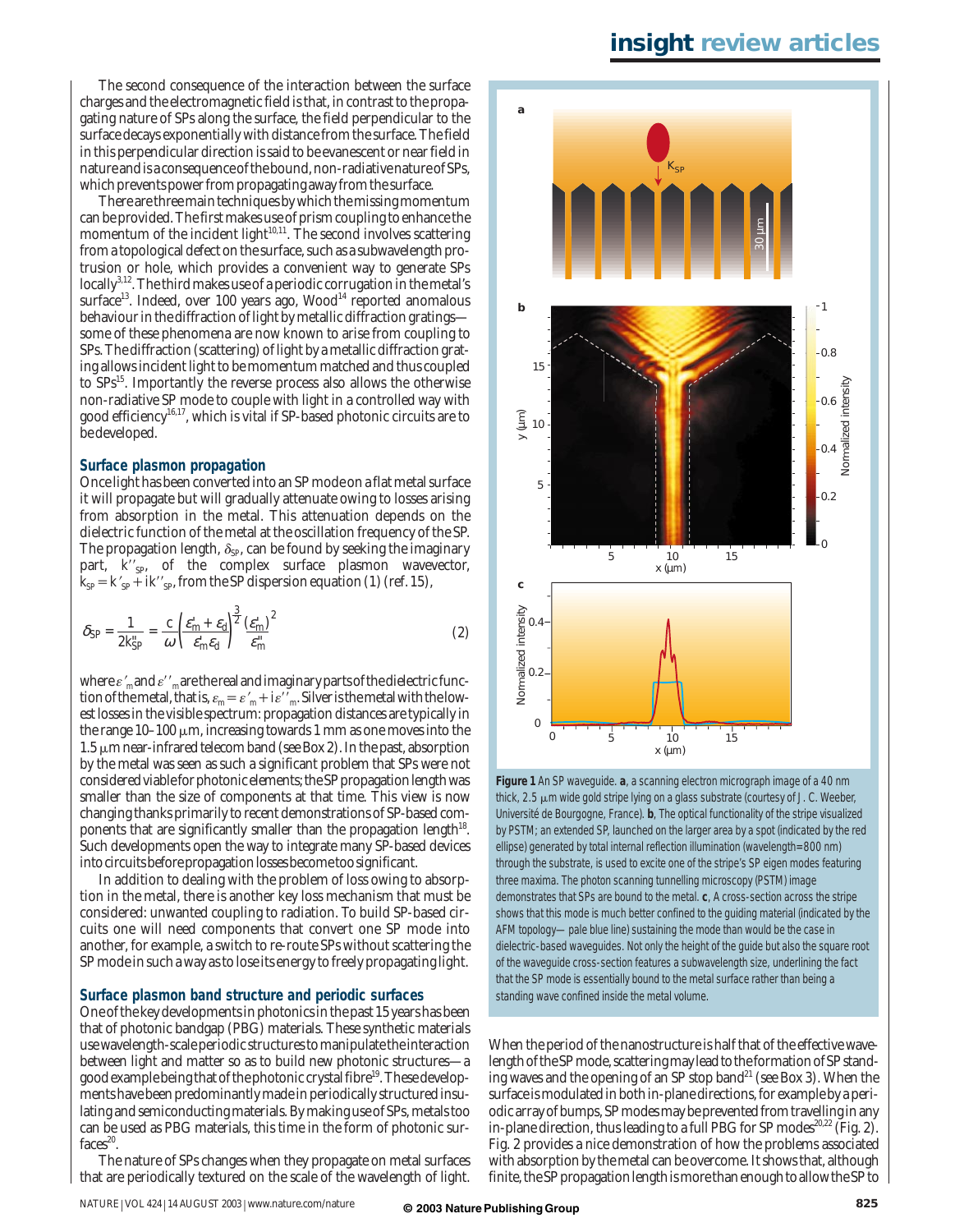The second consequence of the interaction between the surface charges and the electromagnetic field is that, in contrast to the propagating nature of SPs along the surface, the field perpendicular to the surface decays exponentially with distance from the surface. The field in this perpendicular direction is said to be evanescent or near field in nature and is a consequence of the bound, non-radiative nature of SPs, which prevents power from propagating away from the surface.

There are three main techniques by which the missing momentum can be provided. The first makes use of prism coupling to enhance the momentum of the incident light[10,11]. The second involves scattering from a topological defect on the surface, such as a subwavelength protrusion or hole, which provides a convenient way to generate SPs locally[3,12]. The third makes use of a periodic corrugation in the metal's surface[13]. Indeed, over 100 years ago, Wood[14] reported anomalous behaviour in the diffraction of light by metallic diffraction gratings—some of these phenomena are now known to arise from coupling to SPs. The diffraction (scattering) of light by a metallic diffraction grating allows incident light to be momentum matched and thus coupled to SPs[15]. Importantly the reverse process also allows the otherwise non-radiative SP mode to couple with light in a controlled way with good efficiency[16,17], which is vital if SP-based photonic circuits are to be developed.

## Surface plasmon propagation

Once light has been converted into an SP mode on a flat metal surface it will propagate but will gradually attenuate owing to losses arising from absorption in the metal. This attenuation depends on the dielectric function of the metal at the oscillation frequency of the SP. The propagation length, $\delta_{SP}$, can be found by seeking the imaginary part, $k''_{SP}$, of the complex surface plasmon wavevector, $k_{SP} = k'_{SP} + ik''_{SP}$, from the SP dispersion equation (1) (ref. 15),

$$\delta_{SP} = \frac{1}{2k''_{SP}} = \frac{c}{\omega}\left(\frac{\varepsilon'_m + \varepsilon_d}{\varepsilon'_m \varepsilon_d}\right)^{\frac{3}{2}} \frac{(\varepsilon'_m)^2}{\varepsilon''_m} \qquad (2)$$

where $\varepsilon'_m$ and $\varepsilon''_m$ are the real and imaginary parts of the dielectric function of the metal, that is, $\varepsilon_m = \varepsilon'_m + i\varepsilon''_m$. Silver is the metal with the lowest losses in the visible spectrum: propagation distances are typically in the range 10–100 μm, increasing towards 1 mm as one moves into the 1.5 μm near-infrared telecom band (see Box 2). In the past, absorption by the metal was seen as such a significant problem that SPs were not considered viable for photonic elements; the SP propagation length was smaller than the size of components at that time. This view is now changing thanks primarily to recent demonstrations of SP-based components that are significantly smaller than the propagation length[18]. Such developments open the way to integrate many SP-based devices into circuits before propagation losses become too significant.

In addition to dealing with the problem of loss owing to absorption in the metal, there is another key loss mechanism that must be considered: unwanted coupling to radiation. To build SP-based circuits one will need components that convert one SP mode into another, for example, a switch to re-route SPs without scattering the SP mode in such a way as to lose its energy to freely propagating light.

## Surface plasmon band structure and periodic surfaces

One of the key developments in photonics in the past 15 years has been that of photonic bandgap (PBG) materials. These synthetic materials use wavelength-scale periodic structures to manipulate the interaction between light and matter so as to build new photonic structures—a good example being that of the photonic crystal fibre[19]. These developments have been predominantly made in periodically structured insulating and semiconducting materials. By making use of SPs, metals too can be used as PBG materials, this time in the form of photonic surfaces[20].

The nature of SPs changes when they propagate on metal surfaces that are periodically textured on the scale of the wavelength of light. When the period of the nanostructure is half that of the effective wavelength of the SP mode, scattering may lead to the formation of SP standing waves and the opening of an SP stop band[21] (see Box 3). When the surface is modulated in both in-plane directions, for example by a periodic array of bumps, SP modes may be prevented from travelling in any in-plane direction, thus leading to a full PBG for SP modes[20,22] (Fig. 2). Fig. 2 provides a nice demonstration of how the problems associated with absorption by the metal can be overcome. It shows that, although finite, the SP propagation length is more than enough to allow the SP to

**Figure 1** An SP waveguide. **a**, a scanning electron micrograph image of a 40 nm thick, 2.5 μm wide gold stripe lying on a glass substrate (courtesy of J. C. Weeber, Université de Bourgogne, France). **b**, The optical functionality of the stripe visualized by PSTM; an extended SP, launched on the larger area by a spot (indicated by the red ellipse) generated by total internal reflection illumination (wavelength=800 nm) through the substrate, is used to excite one of the stripe's SP eigen modes featuring three maxima. The photon scanning tunnelling microscopy (PSTM) image demonstrates that SPs are bound to the metal. **c**, A cross-section across the stripe shows that this mode is much better confined to the guiding material (indicated by the AFM topology— pale blue line) sustaining the mode than would be the case in dielectric-based waveguides. Not only the height of the guide but also the square root of the waveguide cross-section features a subwavelength size, underlining the fact that the SP mode is essentially bound to the metal surface rather than being a standing wave confined inside the metal volume.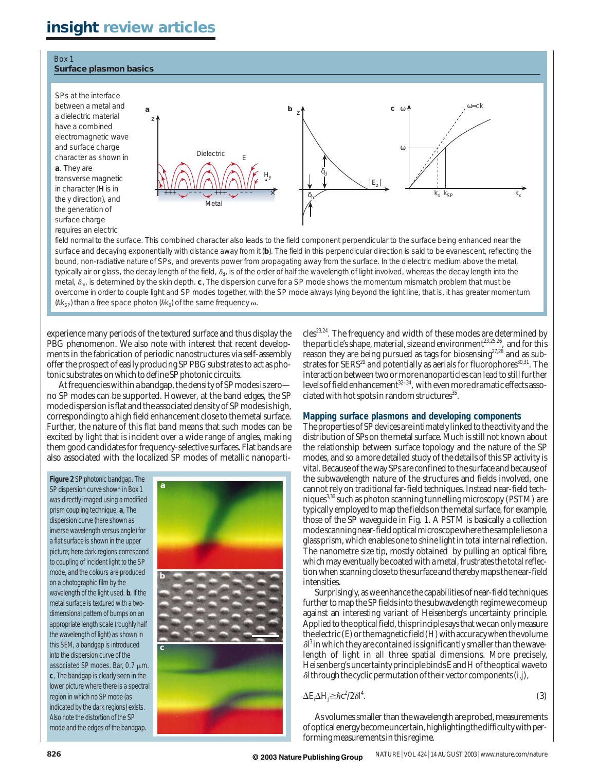## Box 1
### Surface plasmon basics

a

z

Dielectric

E

$H_y$

+++ - - - +++ - - -

x

Metal

b

z

$\delta_d$

$|E_z|$

$\delta_m$

c

ω

ω=ck

ω

$k_o$ $k_{SP}$

$k_x$

SPs at the interface between a metal and a dielectric material have a combined electromagnetic wave and surface charge character as shown in **a**. They are transverse magnetic in character (**H** is in the y direction), and the generation of surface charge requires an electric field normal to the surface. This combined character also leads to the field component perpendicular to the surface being enhanced near the surface and decaying exponentially with distance away from it (**b**). The field in this perpendicular direction is said to be evanescent, reflecting the bound, non-radiative nature of SPs, and prevents power from propagating away from the surface. In the dielectric medium above the metal, typically air or glass, the decay length of the field, $\delta_d$, is of the order of half the wavelength of light involved, whereas the decay length into the metal, $\delta_m$, is determined by the skin depth. **c**, The dispersion curve for a SP mode shows the momentum mismatch problem that must be overcome in order to couple light and SP modes together, with the SP mode always lying beyond the light line, that is, it has greater momentum ($\hbar k_{SP}$) than a free space photon ($\hbar k_0$) of the same frequency ω.

experience many periods of the textured surface and thus display the PBG phenomenon. We also note with interest that recent developments in the fabrication of periodic nanostructures via self-assembly offer the prospect of easily producing SP PBG substrates to act as photonic substrates on which to define SP photonic circuits.

At frequencies within a bandgap, the density of SP modes is zero—no SP modes can be supported. However, at the band edges, the SP mode dispersion is flat and the associated density of SP modes is high, corresponding to a high field enhancement close to the metal surface. Further, the nature of this flat band means that such modes can be excited by light that is incident over a wide range of angles, making them good candidates for frequency-selective surfaces. Flat bands are also associated with the localized SP modes of metallic nanoparticles[23,24]. The frequency and width of these modes are determined by the particle's shape, material, size and environment[23,25,26], and for this reason they are being pursued as tags for biosensing[27,28] and as substrates for SERS[29] and potentially as aerials for fluorophores[30,31]. The interaction between two or more nanoparticles can lead to still further levels of field enhancement[32–34], with even more dramatic effects associated with hot spots in random structures[35].

**Figure 2** SP photonic bandgap. The SP dispersion curve shown in Box 1 was directly imaged using a modified prism coupling technique. **a**, The dispersion curve (here shown as inverse wavelength versus angle) for a flat surface is shown in the upper picture; here dark regions correspond to coupling of incident light to the SP mode, and the colours are produced on a photographic film by the wavelength of the light used. **b**, If the metal surface is textured with a two-dimensional pattern of bumps on an appropriate length scale (roughly half the wavelength of light) as shown in this SEM, a bandgap is introduced into the dispersion curve of the associated SP modes. Bar, 0.7 μm. **c**, The bandgap is clearly seen in the lower picture where there is a spectral region in which no SP mode (as indicated by the dark regions) exists. Also note the distortion of the SP mode and the edges of the bandgap.

### Mapping surface plasmons and developing components

The properties of SP devices are intimately linked to the activity and the distribution of SPs on the metal surface. Much is still not known about the relationship between surface topology and the nature of the SP modes, and so a more detailed study of the details of this SP activity is vital. Because of the way SPs are confined to the surface and because of the subwavelength nature of the structures and fields involved, one cannot rely on traditional far-field techniques. Instead near-field techniques[3,36] such as photon scanning tunnelling microscopy (PSTM) are typically employed to map the fields on the metal surface, for example, those of the SP waveguide in Fig. 1. A PSTM is basically a collection mode scanning near-field optical microscope where the sample lies on a glass prism, which enables one to shine light in total internal reflection. The nanometre size tip, mostly obtained by pulling an optical fibre, which may eventually be coated with a metal, frustrates the total reflection when scanning close to the surface and thereby maps the near-field intensities.

Surprisingly, as we enhance the capabilities of near-field techniques further to map the SP fields into the subwavelength regime we come up against an interesting variant of Heisenberg's uncertainty principle. Applied to the optical field, this principle says that we can only measure the electric (E) or the magnetic field (H) with accuracy when the volume $\delta l^3$ in which they are contained is significantly smaller than the wavelength of light in all three spatial dimensions. More precisely, Heisenberg's uncertainty principle binds E and H of the optical wave to $\delta l$ through the cyclic permutation of their vector components (i,j),

$$\Delta E_i \Delta H_j \geq \hbar c^2 / 2\delta l^4. \tag{3}$$

As volumes smaller than the wavelength are probed, measurements of optical energy become uncertain, highlighting the difficulty with performing measurements in this regime.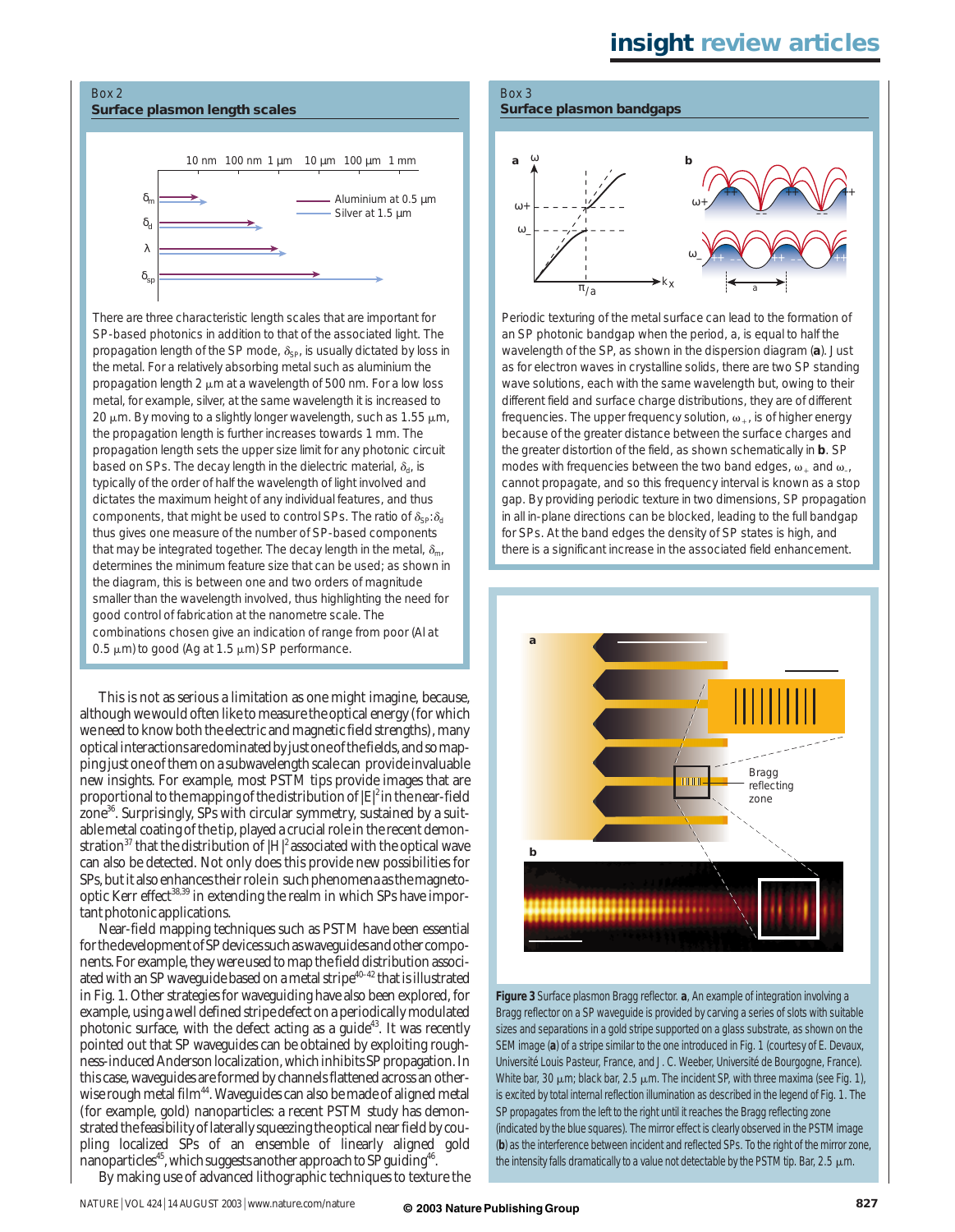## Box 2
### Surface plasmon length scales

There are three characteristic length scales that are important for SP-based photonics in addition to that of the associated light. The propagation length of the SP mode, $\delta_{SP}$, is usually dictated by loss in the metal. For a relatively absorbing metal such as aluminium the propagation length 2 µm at a wavelength of 500 nm. For a low loss metal, for example, silver, at the same wavelength it is increased to 20 µm. By moving to a slightly longer wavelength, such as 1.55 µm, the propagation length is further increases towards 1 mm. The propagation length sets the upper size limit for any photonic circuit based on SPs. The decay length in the dielectric material, $\delta_d$, is typically of the order of half the wavelength of light involved and dictates the maximum height of any individual features, and thus components, that might be used to control SPs. The ratio of $\delta_{SP}$:$\delta_d$ thus gives one measure of the number of SP-based components that may be integrated together. The decay length in the metal, $\delta_m$, determines the minimum feature size that can be used; as shown in the diagram, this is between one and two orders of magnitude smaller than the wavelength involved, thus highlighting the need for good control of fabrication at the nanometre scale. The combinations chosen give an indication of range from poor (Al at 0.5 µm) to good (Ag at 1.5 µm) SP performance.

## Box 3
### Surface plasmon bandgaps

Periodic texturing of the metal surface can lead to the formation of an SP photonic bandgap when the period, a, is equal to half the wavelength of the SP, as shown in the dispersion diagram (**a**). Just as for electron waves in crystalline solids, there are two SP standing wave solutions, each with the same wavelength but, owing to their different field and surface charge distributions, they are of different frequencies. The upper frequency solution, $\omega_+$, is of higher energy because of the greater distance between the surface charges and the greater distortion of the field, as shown schematically in **b**. SP modes with frequencies between the two band edges, $\omega_+$ and $\omega_-$, cannot propagate, and so this frequency interval is known as a stop gap. By providing periodic texture in two dimensions, SP propagation in all in-plane directions can be blocked, leading to the full bandgap for SPs. At the band edges the density of SP states is high, and there is a significant increase in the associated field enhancement.

This is not as serious a limitation as one might imagine, because, although we would often like to measure the optical energy (for which we need to know both the electric and magnetic field strengths), many optical interactions are dominated by just one of the fields, and so mapping just one of them on a subwavelength scale can provide invaluable new insights. For example, most PSTM tips provide images that are proportional to the mapping of the distribution of $|E|^2$ in the near-field zone[36]. Surprisingly, SPs with circular symmetry, sustained by a suitable metal coating of the tip, played a crucial role in the recent demonstration[37] that the distribution of $|H|^2$ associated with the optical wave can also be detected. Not only does this provide new possibilities for SPs, but it also enhances their role in such phenomena as the magneto-optic Kerr effect[38,39] in extending the realm in which SPs have important photonic applications.

Near-field mapping techniques such as PSTM have been essential for the development of SP devices such as waveguides and other components. For example, they were used to map the field distribution associated with an SP waveguide based on a metal stripe[40–42] that is illustrated in Fig. 1. Other strategies for waveguiding have also been explored, for example, using a well defined stripe defect on a periodically modulated photonic surface, with the defect acting as a guide[43]. It was recently pointed out that SP waveguides can be obtained by exploiting roughness-induced Anderson localization, which inhibits SP propagation. In this case, waveguides are formed by channels flattened across an otherwise rough metal film[44]. Waveguides can also be made of aligned metal (for example, gold) nanoparticles: a recent PSTM study has demonstrated the feasibility of laterally squeezing the optical near field by coupling localized SPs of an ensemble of linearly aligned gold nanoparticles[45], which suggests another approach to SP guiding[46].

By making use of advanced lithographic techniques to texture the

**Figure 3** Surface plasmon Bragg reflector. **a**, An example of integration involving a Bragg reflector on a SP waveguide is provided by carving a series of slots with suitable sizes and separations in a gold stripe supported on a glass substrate, as shown on the SEM image (**a**) of a stripe similar to the one introduced in Fig. 1 (courtesy of E. Devaux, Université Louis Pasteur, France, and J. C. Weeber, Université de Bourgogne, France). White bar, 30 µm; black bar, 2.5 µm. The incident SP, with three maxima (see Fig. 1), is excited by total internal reflection illumination as described in the legend of Fig. 1. The SP propagates from the left to the right until it reaches the Bragg reflecting zone (indicated by the blue squares). The mirror effect is clearly observed in the PSTM image (**b**) as the interference between incident and reflected SPs. To the right of the mirror zone, the intensity falls dramatically to a value not detectable by the PSTM tip. Bar, 2.5 µm.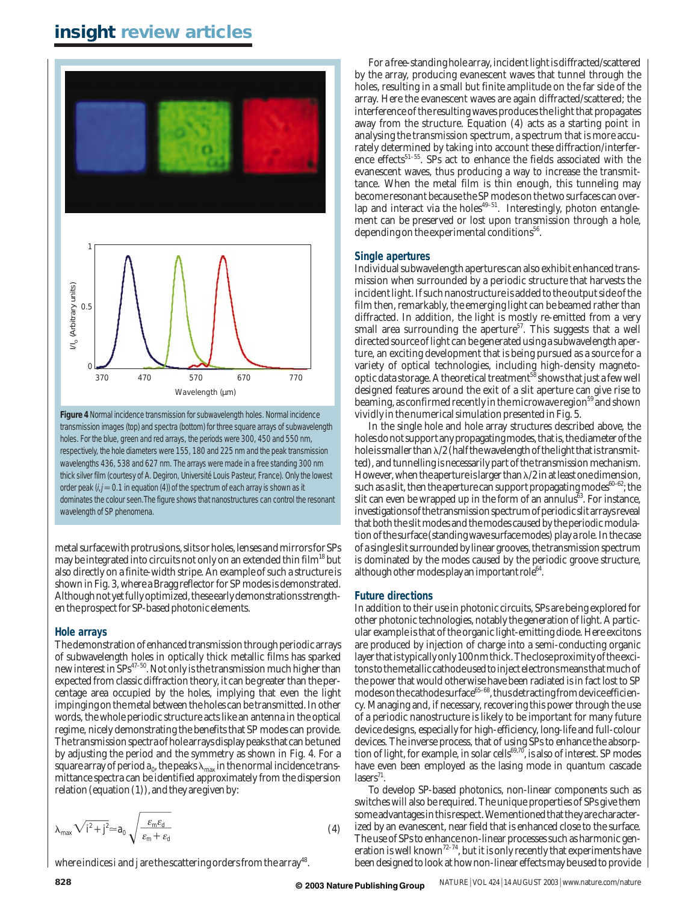**Figure 4** Normal incidence transmission for subwavelength holes. Normal incidence transmission images (top) and spectra (bottom) for three square arrays of subwavelength holes. For the blue, green and red arrays, the periods were 300, 450 and 550 nm, respectively, the hole diameters were 155, 180 and 225 nm and the peak transmission wavelengths 436, 538 and 627 nm. The arrays were made in a free standing 300 nm thick silver film (courtesy of A. Degiron, Université Louis Pasteur, France). Only the lowest order peak ($i,j = 0.1$ in equation (4)) of the spectrum of each array is shown as it dominates the colour seen. The figure shows that nanostructures can control the resonant wavelength of SP phenomena.

metal surface with protrusions, slits or holes, lenses and mirrors for SPs may be integrated into circuits not only on an extended thin film[18] but also directly on a finite-width stripe. An example of such a structure is shown in Fig. 3, where a Bragg reflector for SP modes is demonstrated. Although not yet fully optimized, these early demonstrations strengthen the prospect for SP-based photonic elements.

## Hole arrays

The demonstration of enhanced transmission through periodic arrays of subwavelength holes in optically thick metallic films has sparked new interest in SPs[47–50]. Not only is the transmission much higher than expected from classic diffraction theory, it can be greater than the percentage area occupied by the holes, implying that even the light impinging on the metal between the holes can be transmitted. In other words, the whole periodic structure acts like an antenna in the optical regime, nicely demonstrating the benefits that SP modes can provide. The transmission spectra of hole arrays display peaks that can be tuned by adjusting the period and the symmetry as shown in Fig. 4. For a square array of period $a_0$, the peaks $\lambda_{max}$ in the normal incidence transmittance spectra can be identified approximately from the dispersion relation (equation (1)), and they are given by:

$$\lambda_{max}\sqrt{i^2+j^2} \simeq a_0\sqrt{\frac{\varepsilon_m \varepsilon_d}{\varepsilon_m+\varepsilon_d}} \qquad (4)$$

where indices $i$ and $j$ are the scattering orders from the array[48].

For a free-standing hole array, incident light is diffracted/scattered by the array, producing evanescent waves that tunnel through the holes, resulting in a small but finite amplitude on the far side of the array. Here the evanescent waves are again diffracted/scattered; the interference of the resulting waves produces the light that propagates away from the structure. Equation (4) acts as a starting point in analysing the transmission spectrum, a spectrum that is more accurately determined by taking into account these diffraction/interference effects[51–55]. SPs act to enhance the fields associated with the evanescent waves, thus producing a way to increase the transmittance. When the metal film is thin enough, this tunneling may become resonant because the SP modes on the two surfaces can overlap and interact via the holes[49–51]. Interestingly, photon entanglement can be preserved or lost upon transmission through a hole, depending on the experimental conditions[56].

## Single apertures

Individual subwavelength apertures can also exhibit enhanced transmission when surrounded by a periodic structure that harvests the incident light. If such nanostructure is added to the output side of the film then, remarkably, the emerging light can be beamed rather than diffracted. In addition, the light is mostly re-emitted from a very small area surrounding the aperture[57]. This suggests that a well directed source of light can be generated using a subwavelength aperture, an exciting development that is being pursued as a source for a variety of optical technologies, including high-density magneto-optic data storage. A theoretical treatment[58] shows that just a few well designed features around the exit of a slit aperture can give rise to beaming, as confirmed recently in the microwave region[59] and shown vividly in the numerical simulation presented in Fig. 5.

In the single hole and hole array structures described above, the holes do not support any propagating modes, that is, the diameter of the hole is smaller than $\lambda/2$ (half the wavelength of the light that is transmitted), and tunnelling is necessarily part of the transmission mechanism. However, when the aperture is larger than $\lambda/2$ in at least one dimension, such as a slit, then the aperture can support propagating modes[60–62]; the slit can even be wrapped up in the form of an annulus[63]. For instance, investigations of the transmission spectrum of periodic slit arrays reveal that both the slit modes and the modes caused by the periodic modulation of the surface (standing wave surface modes) play a role. In the case of a single slit surrounded by linear grooves, the transmission spectrum is dominated by the modes caused by the periodic groove structure, although other modes play an important role[64].

## Future directions

In addition to their use in photonic circuits, SPs are being explored for other photonic technologies, notably the generation of light. A particular example is that of the organic light-emitting diode. Here excitons are produced by injection of charge into a semi-conducting organic layer that is typically only 100 nm thick. The close proximity of the excitons to the metallic cathode used to inject electrons means that much of the power that would otherwise have been radiated is in fact lost to SP modes on the cathode surface[65–68], thus detracting from device efficiency. Managing and, if necessary, recovering this power through the use of a periodic nanostructure is likely to be important for many future device designs, especially for high-efficiency, long-life and full-colour devices. The inverse process, that of using SPs to enhance the absorption of light, for example, in solar cells[69,70], is also of interest. SP modes have even been employed as the lasing mode in quantum cascade lasers[71].

To develop SP-based photonics, non-linear components such as switches will also be required. The unique properties of SPs give them some advantages in this respect. We mentioned that they are characterized by an evanescent, near field that is enhanced close to the surface. The use of SPs to enhance non-linear processes such as harmonic generation is well known[72–74], but it is only recently that experiments have been designed to look at how non-linear effects may be used to provide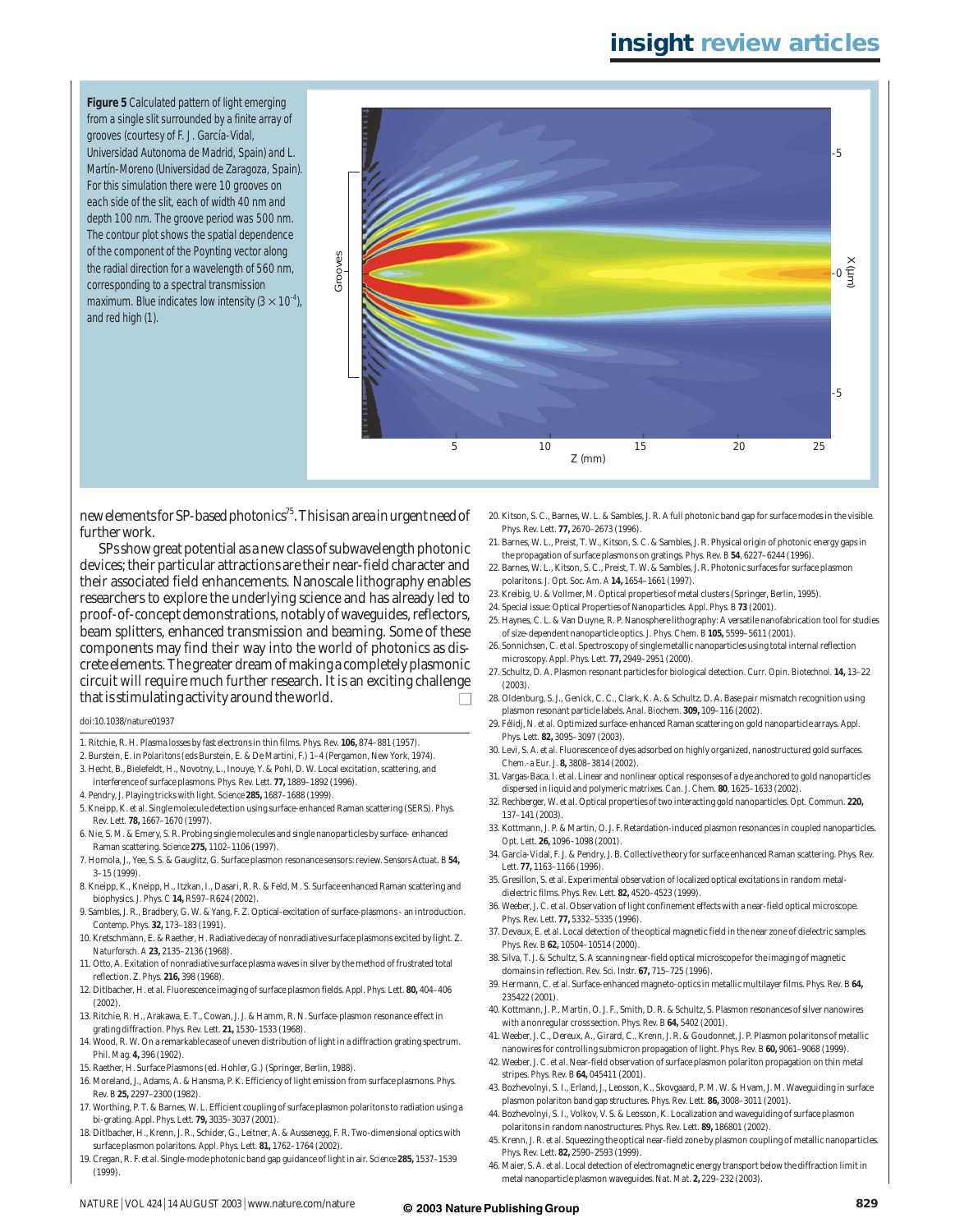**Figure 5** Calculated pattern of light emerging from a single slit surrounded by a finite array of grooves (courtesy of F. J. García-Vidal, Universidad Autonoma de Madrid, Spain) and L. Martín-Moreno (Universidad de Zaragoza, Spain). For this simulation there were 10 grooves on each side of the slit, each of width 40 nm and depth 100 nm. The groove period was 500 nm. The contour plot shows the spatial dependence of the component of the Poynting vector along the radial direction for a wavelength of 560 nm, corresponding to a spectral transmission maximum. Blue indicates low intensity ($3 \times 10^{-4}$), and red high (1).

new elements for SP-based photonics[75]. This is an area in urgent need of further work.

SPs show great potential as a new class of subwavelength photonic devices; their particular attractions are their near-field character and their associated field enhancements. Nanoscale lithography enables researchers to explore the underlying science and has already led to proof-of-concept demonstrations, notably of waveguides, reflectors, beam splitters, enhanced transmission and beaming. Some of these components may find their way into the world of photonics as discrete elements. The greater dream of making a completely plasmonic circuit will require much further research. It is an exciting challenge that is stimulating activity around the world.

doi:10.1038/nature01937

1. Ritchie, R. H. Plasma losses by fast electrons in thin films. *Phys. Rev.* **106,** 874–881 (1957).
2. Burstein, E. in *Polaritons* (eds Burstein, E. & De Martini, F.) 1–4 (Pergamon, New York, 1974).
3. Hecht, B., Bielefeldt, H., Novotny, L., Inouye, Y. & Pohl, D. W. Local excitation, scattering, and interference of surface plasmons. *Phys. Rev. Lett.* **77,** 1889–1892 (1996).
4. Pendry, J. Playing tricks with light. *Science* **285,** 1687–1688 (1999).
5. Kneipp, K. *et al.* Single molecule detection using surface-enhanced Raman scattering (SERS). *Phys. Rev. Lett.* **78,** 1667–1670 (1997).
6. Nie, S. M. & Emery, S. R. Probing single molecules and single nanoparticles by surface- enhanced Raman scattering. *Science* **275,** 1102–1106 (1997).
7. Homola, J., Yee, S. S. & Gauglitz, G. Surface plasmon resonance sensors: review. *Sensors Actuat. B* **54,** 3–15 (1999).
8. Kneipp, K., Kneipp, H., Itzkan, I., Dasari, R. R. & Feld, M. S. Surface enhanced Raman scattering and biophysics. *J. Phys. C* **14,** R597–R624 (2002).
9. Sambles, J. R., Bradbery, G. W. & Yang, F. Z. Optical-excitation of surface-plasmons - an introduction. *Contemp. Phys.* **32,** 173–183 (1991).
10. Kretschmann, E. & Raether, H. Radiative decay of nonradiative surface plasmons excited by light. *Z. Naturforsch. A* **23,** 2135–2136 (1968).
11. Otto, A. Exitation of nonradiative surface plasma waves in silver by the method of frustrated total reflection. *Z. Phys.* **216,** 398 (1968).
12. Ditlbacher, H. *et al.* Fluorescence imaging of surface plasmon fields. *Appl. Phys. Lett.* **80,** 404–406 (2002).
13. Ritchie, R. H., Arakawa, E. T., Cowan, J. J. & Hamm, R. N. Surface-plasmon resonance effect in grating diffraction. *Phys. Rev. Lett.* **21,** 1530–1533 (1968).
14. Wood, R. W. On a remarkable case of uneven distribution of light in a diffraction grating spectrum. *Phil. Mag.* **4,** 396 (1902).
15. Raether, H. *Surface Plasmons* (ed. Hohler, G.) (Springer, Berlin, 1988).
16. Moreland, J., Adams, A. & Hansma, P. K. Efficiency of light emission from surface plasmons. *Phys. Rev. B* **25,** 2297–2300 (1982).
17. Worthing, P. T. & Barnes, W. L. Efficient coupling of surface plasmon polaritons to radiation using a bi-grating. *Appl. Phys. Lett.* **79,** 3035–3037 (2001).
18. Ditlbacher, H., Krenn, J. R., Schider, G., Leitner, A. & Aussenegg, F. R. Two-dimensional optics with surface plasmon polaritons. *Appl. Phys. Lett.* **81,** 1762–1764 (2002).
19. Cregan, R. F. *et al.* Single-mode photonic band gap guidance of light in air. *Science* **285,** 1537–1539 (1999).
20. Kitson, S. C., Barnes, W. L. & Sambles, J. R. A full photonic band gap for surface modes in the visible. *Phys. Rev. Lett.* **77,** 2670–2673 (1996).
21. Barnes, W. L., Preist, T. W., Kitson, S. C. & Sambles, J. R. Physical origin of photonic energy gaps in the propagation of surface plasmons on gratings. *Phys. Rev. B* **54**, 6227–6244 (1996).
22. Barnes, W. L., Kitson, S. C., Preist, T. W. & Sambles, J. R. Photonic surfaces for surface plasmon polaritons. *J. Opt. Soc. Am. A* **14,** 1654–1661 (1997).
23. Kreibig, U. & Vollmer, M. *Optical properties of metal clusters* (Springer, Berlin, 1995).
24. Special issue: Optical Properties of Nanoparticles. *Appl. Phys. B* **73** (2001).
25. Haynes, C. L. & Van Duyne, R. P. Nanosphere lithography: A versatile nanofabrication tool for studies of size-dependent nanoparticle optics. *J. Phys. Chem. B* **105,** 5599–5611 (2001).
26. Sonnichsen, C. *et al.* Spectroscopy of single metallic nanoparticles using total internal reflection microscopy. *Appl. Phys. Lett.* **77,** 2949–2951 (2000).
27. Schultz, D. A. Plasmon resonant particles for biological detection. *Curr. Opin. Biotechnol.* **14,** 13–22 (2003).
28. Oldenburg, S. J., Genick, C. C., Clark, K. A. & Schultz, D. A. Base pair mismatch recognition using plasmon resonant particle labels. *Anal. Biochem.* **309,** 109–116 (2002).
29. Félidj, N. *et al.* Optimized surface-enhanced Raman scattering on gold nanoparticle arrays. *Appl. Phys. Lett.* **82,** 3095–3097 (2003).
30. Levi, S. A. *et al.* Fluorescence of dyes adsorbed on highly organized, nanostructured gold surfaces. *Chem.-a Eur. J.* **8,** 3808–3814 (2002).
31. Vargas-Baca, I. *et al.* Linear and nonlinear optical responses of a dye anchored to gold nanoparticles dispersed in liquid and polymeric matrixes. *Can. J. Chem.* **80**, 1625–1633 (2002).
32. Rechberger, W. *et al.* Optical properties of two interacting gold nanoparticles. *Opt. Commun.* **220,** 137–141 (2003).
33. Kottmann, J. P. & Martin, O. J. F. Retardation-induced plasmon resonances in coupled nanoparticles. *Opt. Lett.* **26,** 1096–1098 (2001).
34. García-Vidal, F. J. & Pendry, J. B. Collective theory for surface enhanced Raman scattering. *Phys. Rev. Lett.* **77,** 1163–1166 (1996).
35. Gresillon, S. *et al.* Experimental observation of localized optical excitations in random metal-dielectric films. *Phys. Rev. Lett.* **82,** 4520–4523 (1999).
36. Weeber, J. C. *et al.* Observation of light confinement effects with a near-field optical microscope. *Phys. Rev. Lett.* **77,** 5332–5335 (1996).
37. Devaux, E. *et al.* Local detection of the optical magnetic field in the near zone of dielectric samples. *Phys. Rev. B* **62,** 10504–10514 (2000).
38. Silva, T. J. & Schultz, S. A scanning near-field optical microscope for the imaging of magnetic domains in reflection. *Rev. Sci. Instr.* **67,** 715–725 (1996).
39. Hermann, C. *et al.* Surface-enhanced magneto-optics in metallic multilayer films. *Phys. Rev. B* **64,** 235422 (2001).
40. Kottmann, J. P., Martin, O. J. F., Smith, D. R. & Schultz, S. Plasmon resonances of silver nanowires with a nonregular cross section. *Phys. Rev. B* **64,** 5402 (2001).
41. Weeber, J. C., Dereux, A., Girard, C., Krenn, J. R. & Goudonnet, J. P. Plasmon polaritons of metallic nanowires for controlling submicron propagation of light. *Phys. Rev. B* **60,** 9061–9068 (1999).
42. Weeber, J. C. *et al.* Near-field observation of surface plasmon polariton propagation on thin metal stripes. *Phys. Rev. B* **64,** 045411 (2001).
43. Bozhevolnyi, S. I., Erland, J., Leosson, K., Skovgaard, P. M. W. & Hvam, J. M. Waveguiding in surface plasmon polariton band gap structures. *Phys. Rev. Lett.* **86,** 3008–3011 (2001).
44. Bozhevolnyi, S. I., Volkov, V. S. & Leosson, K. Localization and waveguiding of surface plasmon polaritons in random nanostructures. *Phys. Rev. Lett.* **89,** 186801 (2002).
45. Krenn, J. R. *et al.* Squeezing the optical near-field zone by plasmon coupling of metallic nanoparticles. *Phys. Rev. Lett.* **82,** 2590–2593 (1999).
46. Maier, S. A. *et al.* Local detection of electromagnetic energy transport below the diffraction limit in metal nanoparticle plasmon waveguides. *Nat. Mat.* **2,** 229–232 (2003).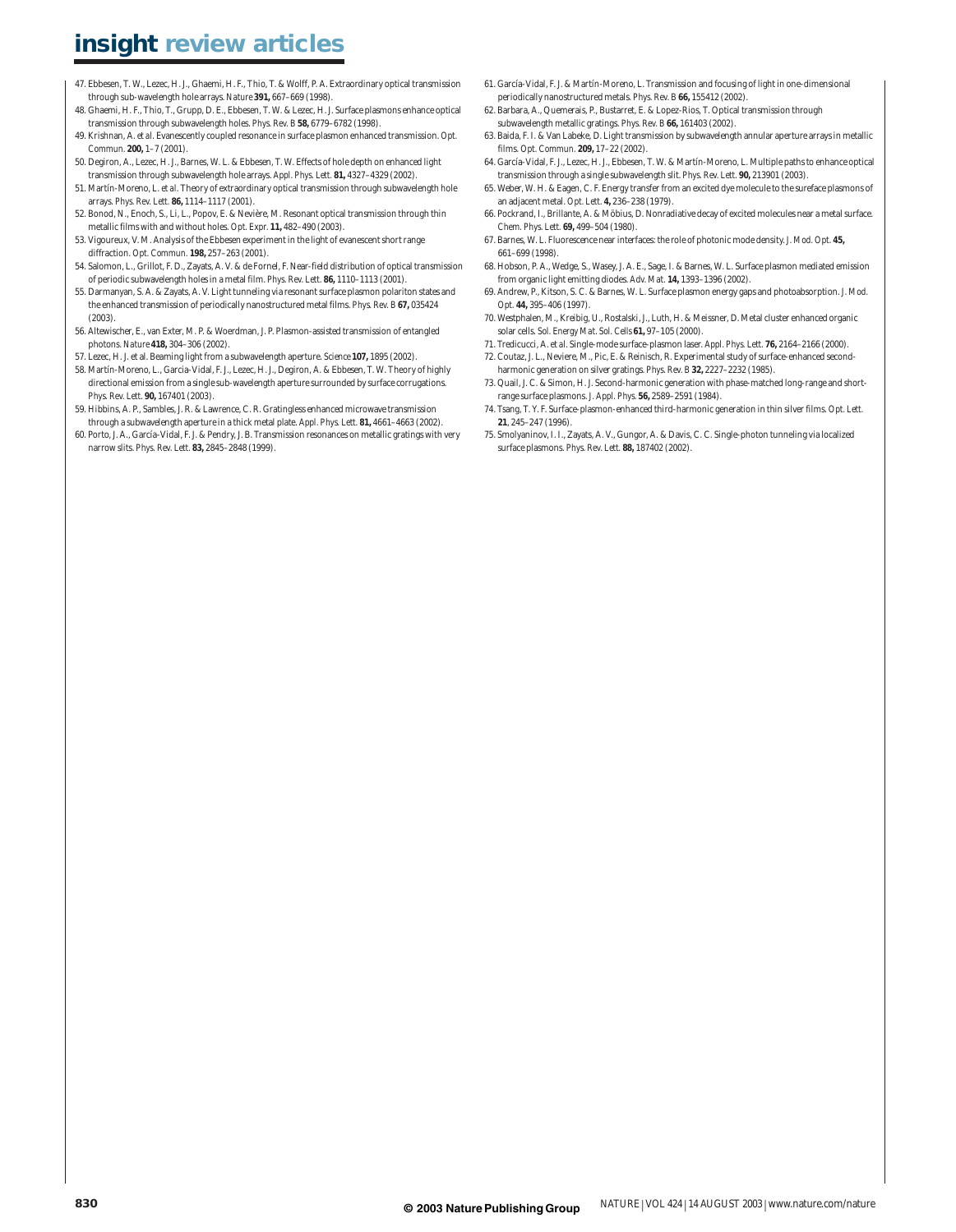47. Ebbesen, T. W., Lezec, H. J., Ghaemi, H. F., Thio, T. & Wolff, P. A. Extraordinary optical transmission through sub-wavelength hole arrays. *Nature* **391,** 667–669 (1998).
48. Ghaemi, H. F., Thio, T., Grupp, D. E., Ebbesen, T. W. & Lezec, H. J. Surface plasmons enhance optical transmission through subwavelength holes. *Phys. Rev. B* **58,** 6779–6782 (1998).
49. Krishnan, A. *et al.* Evanescently coupled resonance in surface plasmon enhanced transmission. *Opt. Commun.* **200,** 1–7 (2001).
50. Degiron, A., Lezec, H. J., Barnes, W. L. & Ebbesen, T. W. Effects of hole depth on enhanced light transmission through subwavelength hole arrays. *Appl. Phys. Lett.* **81,** 4327–4329 (2002).
51. Martín-Moreno, L. *et al.* Theory of extraordinary optical transmission through subwavelength hole arrays. *Phys. Rev. Lett.* **86,** 1114–1117 (2001).
52. Bonod, N., Enoch, S., Li, L., Popov, E. & Nevière, M. Resonant optical transmission through thin metallic films with and without holes. *Opt. Expr.* **11,** 482–490 (2003).
53. Vigoureux, V. M. Analysis of the Ebbesen experiment in the light of evanescent short range diffraction. *Opt. Commun.* **198,** 257–263 (2001).
54. Salomon, L., Grillot, F. D., Zayats, A. V. & de Fornel, F. Near-field distribution of optical transmission of periodic subwavelength holes in a metal film. *Phys. Rev. Lett.* **86,** 1110–1113 (2001).
55. Darmanyan, S. A. & Zayats, A. V. Light tunneling via resonant surface plasmon polariton states and the enhanced transmission of periodically nanostructured metal films. *Phys. Rev. B* **67,** 035424 (2003).
56. Altewischer, E., van Exter, M. P. & Woerdman, J. P. Plasmon-assisted transmission of entangled photons. *Nature* **418,** 304–306 (2002).
57. Lezec, H. J. *et al.* Beaming light from a subwavelength aperture. *Science* **107,** 1895 (2002).
58. Martín-Moreno, L., Garcia-Vidal, F. J., Lezec, H. J., Degiron, A. & Ebbesen, T. W. Theory of highly directional emission from a single sub-wavelength aperture surrounded by surface corrugations. *Phys. Rev. Lett.* **90,** 167401 (2003).
59. Hibbins, A. P., Sambles, J. R. & Lawrence, C. R. Gratingless enhanced microwave transmission through a subwavelength aperture in a thick metal plate. *Appl. Phys. Lett.* **81,** 4661–4663 (2002).
60. Porto, J. A., García-Vidal, F. J. & Pendry, J. B. Transmission resonances on metallic gratings with very narrow slits. *Phys. Rev. Lett.* **83,** 2845–2848 (1999).
61. García-Vidal, F. J. & Martín-Moreno, L. Transmission and focusing of light in one-dimensional periodically nanostructured metals. *Phys. Rev. B* **66,** 155412 (2002).
62. Barbara, A., Quemerais, P., Bustarret, E. & Lopez-Rios, T. Optical transmission through subwavelength metallic gratings. *Phys. Rev. B* **66,** 161403 (2002).
63. Baida, F. I. & Van Labeke, D. Light transmission by subwavelength annular aperture arrays in metallic films. *Opt. Commun.* **209,** 17–22 (2002).
64. García-Vidal, F. J., Lezec, H. J., Ebbesen, T. W. & Martín-Moreno, L. Multiple paths to enhance optical transmission through a single subwavelength slit. *Phys. Rev. Lett.* **90,** 213901 (2003).
65. Weber, W. H. & Eagen, C. F. Energy transfer from an excited dye molecule to the sureface plasmons of an adjacent metal. *Opt. Lett.* **4,** 236–238 (1979).
66. Pockrand, I., Brillante, A. & Möbius, D. Nonradiative decay of excited molecules near a metal surface. *Chem. Phys. Lett.* **69,** 499–504 (1980).
67. Barnes, W. L. Fluorescence near interfaces: the role of photonic mode density. *J. Mod. Opt.* **45,** 661–699 (1998).
68. Hobson, P. A., Wedge, S., Wasey, J. A. E., Sage, I. & Barnes, W. L. Surface plasmon mediated emission from organic light emitting diodes. *Adv. Mat.* **14,** 1393–1396 (2002).
69. Andrew, P., Kitson, S. C. & Barnes, W. L. Surface plasmon energy gaps and photoabsorption. *J. Mod. Opt.* **44,** 395–406 (1997).
70. Westphalen, M., Kreibig, U., Rostalski, J., Luth, H. & Meissner, D. Metal cluster enhanced organic solar cells. *Sol. Energy Mat. Sol. Cells* **61,** 97–105 (2000).
71. Tredicucci, A. *et al.* Single-mode surface-plasmon laser. *Appl. Phys. Lett.* **76,** 2164–2166 (2000).
72. Coutaz, J. L., Neviere, M., Pic, E. & Reinisch, R. Experimental study of surface-enhanced second-harmonic generation on silver gratings. *Phys. Rev. B* **32,** 2227–2232 (1985).
73. Quail, J. C. & Simon, H. J. Second-harmonic generation with phase-matched long-range and short-range surface plasmons. *J. Appl. Phys.* **56,** 2589–2591 (1984).
74. Tsang, T. Y. F. Surface-plasmon-enhanced third-harmonic generation in thin silver films. *Opt. Lett.* **21**, 245–247 (1996).
75. Smolyaninov, I. I., Zayats, A. V., Gungor, A. & Davis, C. C. Single-photon tunneling via localized surface plasmons. *Phys. Rev. Lett.* **88,** 187402 (2002).